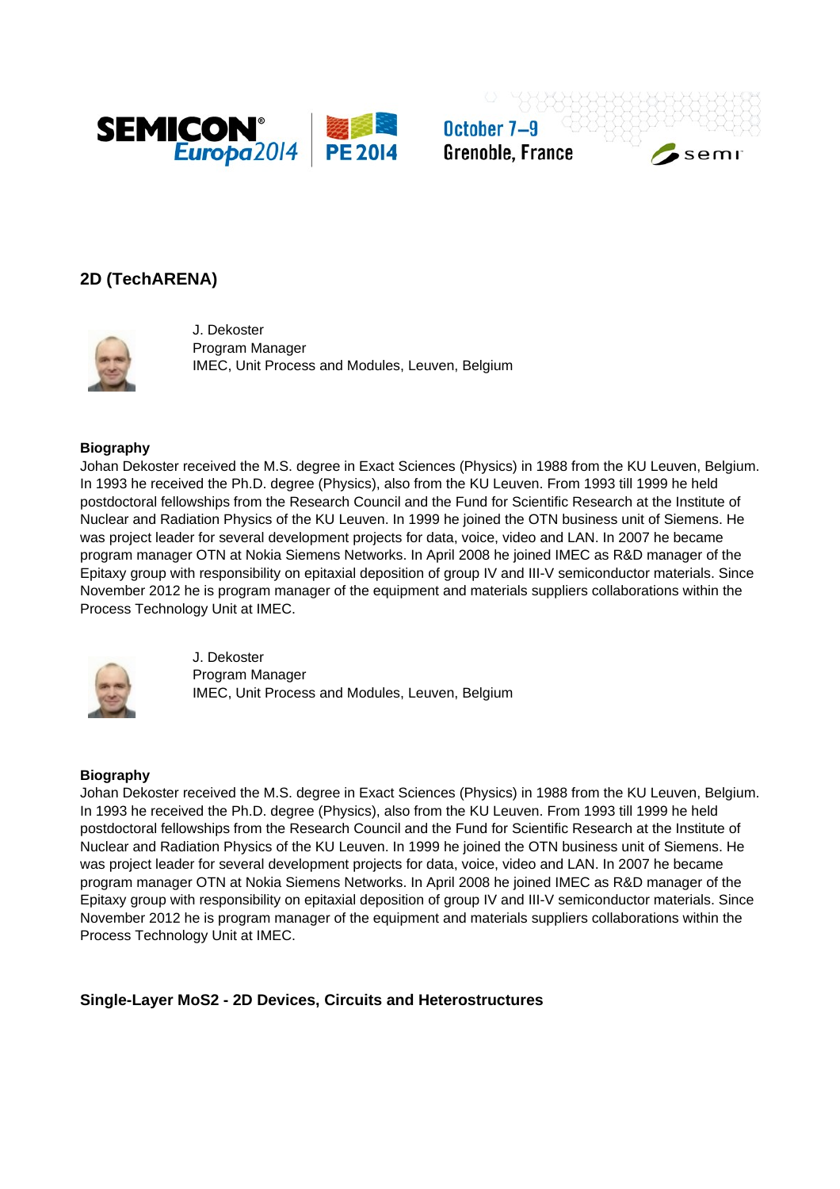## 2D (TechARENA)

J. Dekoster
Program Manager
IMEC, Unit Process and Modules, Leuven, Belgium

**Biography**
Johan Dekoster received the M.S. degree in Exact Sciences (Physics) in 1988 from the KU Leuven, Belgium. In 1993 he received the Ph.D. degree (Physics), also from the KU Leuven. From 1993 till 1999 he held postdoctoral fellowships from the Research Council and the Fund for Scientific Research at the Institute of Nuclear and Radiation Physics of the KU Leuven. In 1999 he joined the OTN business unit of Siemens. He was project leader for several development projects for data, voice, video and LAN. In 2007 he became program manager OTN at Nokia Siemens Networks. In April 2008 he joined IMEC as R&D manager of the Epitaxy group with responsibility on epitaxial deposition of group IV and III-V semiconductor materials. Since November 2012 he is program manager of the equipment and materials suppliers collaborations within the Process Technology Unit at IMEC.

J. Dekoster
Program Manager
IMEC, Unit Process and Modules, Leuven, Belgium

**Biography**
Johan Dekoster received the M.S. degree in Exact Sciences (Physics) in 1988 from the KU Leuven, Belgium. In 1993 he received the Ph.D. degree (Physics), also from the KU Leuven. From 1993 till 1999 he held postdoctoral fellowships from the Research Council and the Fund for Scientific Research at the Institute of Nuclear and Radiation Physics of the KU Leuven. In 1999 he joined the OTN business unit of Siemens. He was project leader for several development projects for data, voice, video and LAN. In 2007 he became program manager OTN at Nokia Siemens Networks. In April 2008 he joined IMEC as R&D manager of the Epitaxy group with responsibility on epitaxial deposition of group IV and III-V semiconductor materials. Since November 2012 he is program manager of the equipment and materials suppliers collaborations within the Process Technology Unit at IMEC.

### Single-Layer MoS2 - 2D Devices, Circuits and Heterostructures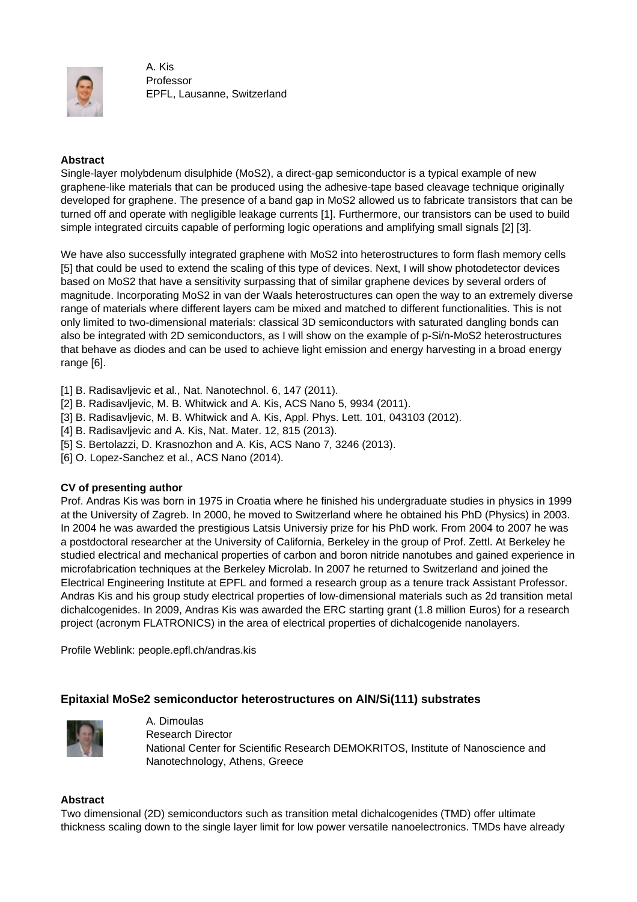A. Kis
Professor
EPFL, Lausanne, Switzerland

**Abstract**

Single-layer molybdenum disulphide ($MoS_2$), a direct-gap semiconductor is a typical example of new graphene-like materials that can be produced using the adhesive-tape based cleavage technique originally developed for graphene. The presence of a band gap in $MoS_2$ allowed us to fabricate transistors that can be turned off and operate with negligible leakage currents [1]. Furthermore, our transistors can be used to build simple integrated circuits capable of performing logic operations and amplifying small signals [2] [3].

We have also successfully integrated graphene with $MoS_2$ into heterostructures to form flash memory cells [5] that could be used to extend the scaling of this type of devices. Next, I will show photodetector devices based on $MoS_2$ that have a sensitivity surpassing that of similar graphene devices by several orders of magnitude. Incorporating $MoS_2$ in van der Waals heterostructures can open the way to an extremely diverse range of materials where different layers cam be mixed and matched to different functionalities. This is not only limited to two-dimensional materials: classical 3D semiconductors with saturated dangling bonds can also be integrated with 2D semiconductors, as I will show on the example of p-Si/n-$MoS_2$ heterostructures that behave as diodes and can be used to achieve light emission and energy harvesting in a broad energy range [6].

[1] B. Radisavljevic et al., Nat. Nanotechnol. 6, 147 (2011).
[2] B. Radisavljevic, M. B. Whitwick and A. Kis, ACS Nano 5, 9934 (2011).
[3] B. Radisavljevic, M. B. Whitwick and A. Kis, Appl. Phys. Lett. 101, 043103 (2012).
[4] B. Radisavljevic and A. Kis, Nat. Mater. 12, 815 (2013).
[5] S. Bertolazzi, D. Krasnozhon and A. Kis, ACS Nano 7, 3246 (2013).
[6] O. Lopez-Sanchez et al., ACS Nano (2014).

**CV of presenting author**

Prof. Andras Kis was born in 1975 in Croatia where he finished his undergraduate studies in physics in 1999 at the University of Zagreb. In 2000, he moved to Switzerland where he obtained his PhD (Physics) in 2003. In 2004 he was awarded the prestigious Latsis Universiy prize for his PhD work. From 2004 to 2007 he was a postdoctoral researcher at the University of California, Berkeley in the group of Prof. Zettl. At Berkeley he studied electrical and mechanical properties of carbon and boron nitride nanotubes and gained experience in microfabrication techniques at the Berkeley Microlab. In 2007 he returned to Switzerland and joined the Electrical Engineering Institute at EPFL and formed a research group as a tenure track Assistant Professor. Andras Kis and his group study electrical properties of low-dimensional materials such as 2d transition metal dichalcogenides. In 2009, Andras Kis was awarded the ERC starting grant (1.8 million Euros) for a research project (acronym FLATRONICS) in the area of electrical properties of dichalcogenide nanolayers.

Profile Weblink: people.epfl.ch/andras.kis

## Epitaxial $MoSe_2$ semiconductor heterostructures on AlN/Si(111) substrates

A. Dimoulas
Research Director
National Center for Scientific Research DEMOKRITOS, Institute of Nanoscience and Nanotechnology, Athens, Greece

**Abstract**

Two dimensional (2D) semiconductors such as transition metal dichalcogenides (TMD) offer ultimate thickness scaling down to the single layer limit for low power versatile nanoelectronics. TMDs have already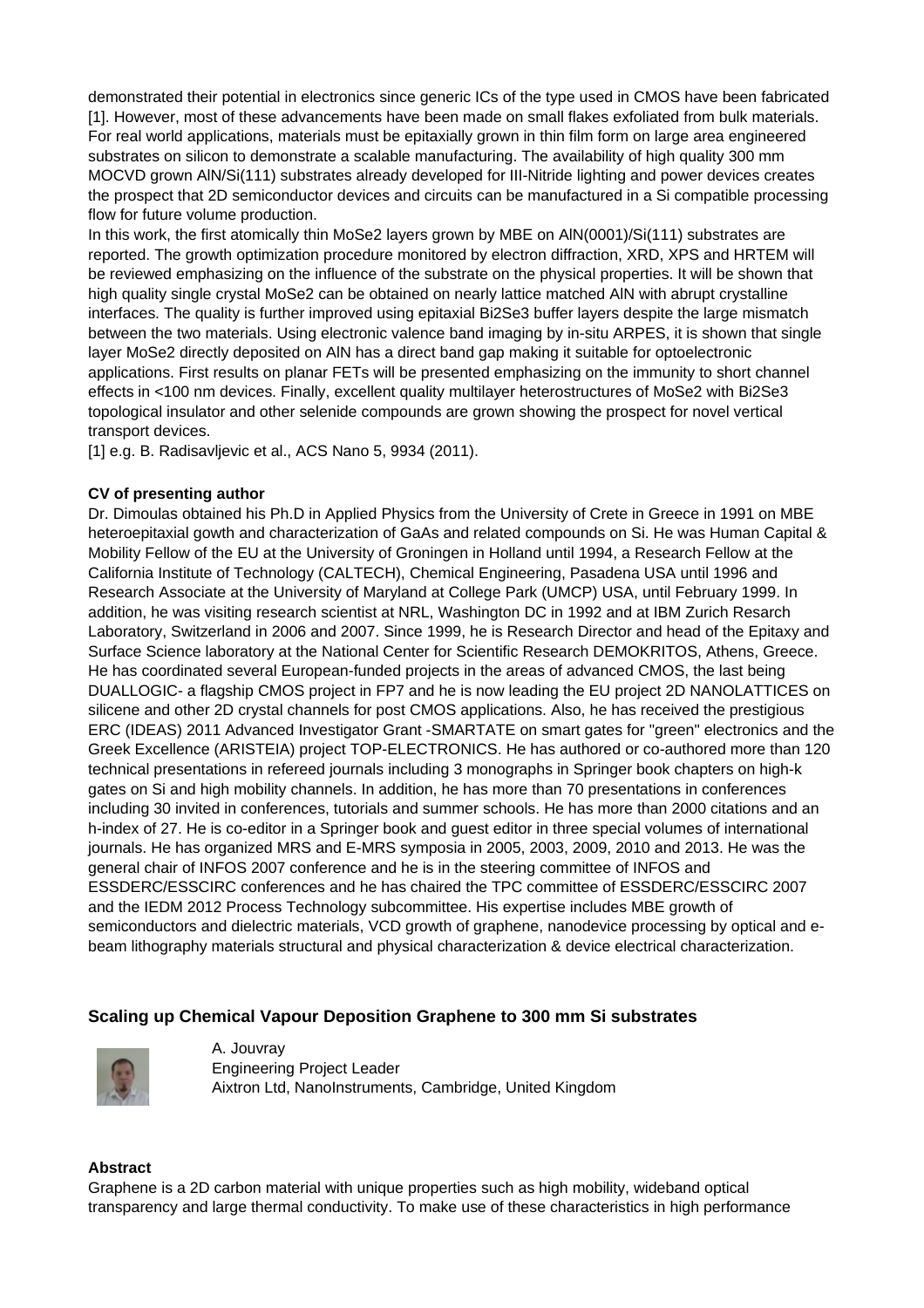demonstrated their potential in electronics since generic ICs of the type used in CMOS have been fabricated [1]. However, most of these advancements have been made on small flakes exfoliated from bulk materials. For real world applications, materials must be epitaxially grown in thin film form on large area engineered substrates on silicon to demonstrate a scalable manufacturing. The availability of high quality 300 mm MOCVD grown AlN/Si(111) substrates already developed for III-Nitride lighting and power devices creates the prospect that 2D semiconductor devices and circuits can be manufactured in a Si compatible processing flow for future volume production.

In this work, the first atomically thin $MoSe_2$ layers grown by MBE on AlN(0001)/Si(111) substrates are reported. The growth optimization procedure monitored by electron diffraction, XRD, XPS and HRTEM will be reviewed emphasizing on the influence of the substrate on the physical properties. It will be shown that high quality single crystal $MoSe_2$ can be obtained on nearly lattice matched AlN with abrupt crystalline interfaces. The quality is further improved using epitaxial $Bi_2Se_3$ buffer layers despite the large mismatch between the two materials. Using electronic valence band imaging by in-situ ARPES, it is shown that single layer $MoSe_2$ directly deposited on AlN has a direct band gap making it suitable for optoelectronic applications. First results on planar FETs will be presented emphasizing on the immunity to short channel effects in <100 nm devices. Finally, excellent quality multilayer heterostructures of $MoSe_2$ with $Bi_2Se_3$ topological insulator and other selenide compounds are grown showing the prospect for novel vertical transport devices.

[1] e.g. B. Radisavljevic et al., ACS Nano 5, 9934 (2011).

**CV of presenting author**

Dr. Dimoulas obtained his Ph.D in Applied Physics from the University of Crete in Greece in 1991 on MBE heteroepitaxial gowth and characterization of GaAs and related compounds on Si. He was Human Capital & Mobility Fellow of the EU at the University of Groningen in Holland until 1994, a Research Fellow at the California Institute of Technology (CALTECH), Chemical Engineering, Pasadena USA until 1996 and Research Associate at the University of Maryland at College Park (UMCP) USA, until February 1999. In addition, he was visiting research scientist at NRL, Washington DC in 1992 and at IBM Zurich Resarch Laboratory, Switzerland in 2006 and 2007. Since 1999, he is Research Director and head of the Epitaxy and Surface Science laboratory at the National Center for Scientific Research DEMOKRITOS, Athens, Greece. He has coordinated several European-funded projects in the areas of advanced CMOS, the last being DUALLOGIC- a flagship CMOS project in FP7 and he is now leading the EU project 2D NANOLATTICES on silicene and other 2D crystal channels for post CMOS applications. Also, he has received the prestigious ERC (IDEAS) 2011 Advanced Investigator Grant -SMARTATE on smart gates for "green" electronics and the Greek Excellence (ARISTEIA) project TOP-ELECTRONICS. He has authored or co-authored more than 120 technical presentations in refereed journals including 3 monographs in Springer book chapters on high-k gates on Si and high mobility channels. In addition, he has more than 70 presentations in conferences including 30 invited in conferences, tutorials and summer schools. He has more than 2000 citations and an h-index of 27. He is co-editor in a Springer book and guest editor in three special volumes of international journals. He has organized MRS and E-MRS symposia in 2005, 2003, 2009, 2010 and 2013. He was the general chair of INFOS 2007 conference and he is in the steering committee of INFOS and ESSDERC/ESSCIRC conferences and he has chaired the TPC committee of ESSDERC/ESSCIRC 2007 and the IEDM 2012 Process Technology subcommittee. His expertise includes MBE growth of semiconductors and dielectric materials, VCD growth of graphene, nanodevice processing by optical and e-beam lithography materials structural and physical characterization & device electrical characterization.

### Scaling up Chemical Vapour Deposition Graphene to 300 mm Si substrates

A. Jouvray
Engineering Project Leader
Aixtron Ltd, NanoInstruments, Cambridge, United Kingdom

**Abstract**

Graphene is a 2D carbon material with unique properties such as high mobility, wideband optical transparency and large thermal conductivity. To make use of these characteristics in high performance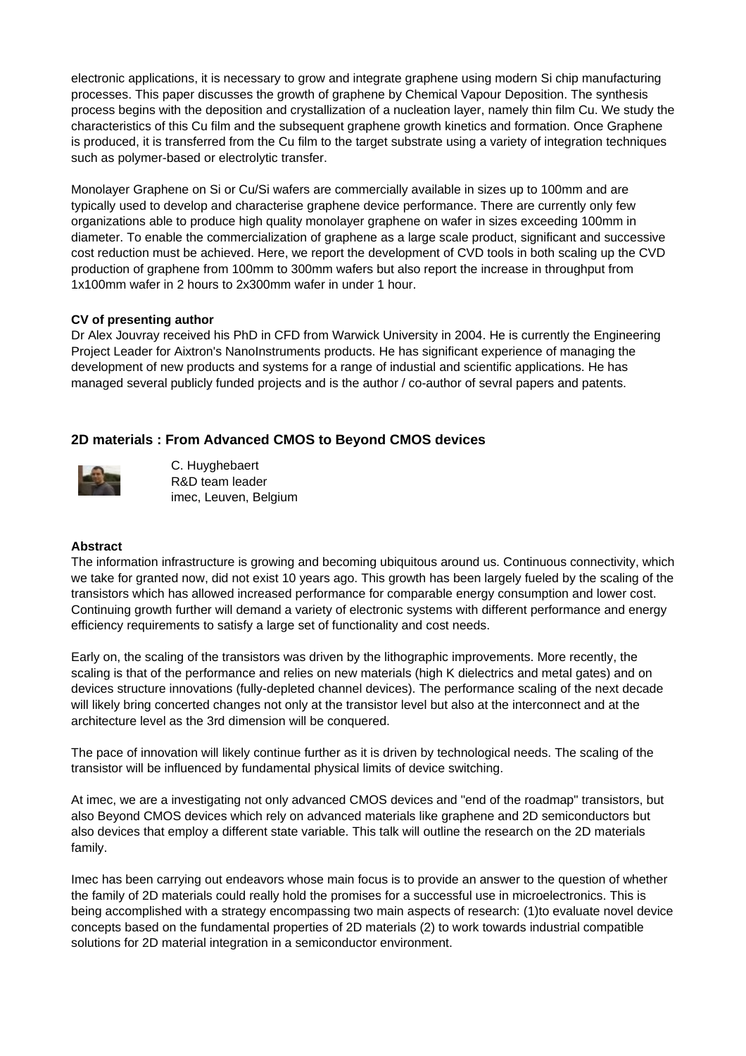electronic applications, it is necessary to grow and integrate graphene using modern Si chip manufacturing processes. This paper discusses the growth of graphene by Chemical Vapour Deposition. The synthesis process begins with the deposition and crystallization of a nucleation layer, namely thin film Cu. We study the characteristics of this Cu film and the subsequent graphene growth kinetics and formation. Once Graphene is produced, it is transferred from the Cu film to the target substrate using a variety of integration techniques such as polymer-based or electrolytic transfer.

Monolayer Graphene on Si or Cu/Si wafers are commercially available in sizes up to 100mm and are typically used to develop and characterise graphene device performance. There are currently only few organizations able to produce high quality monolayer graphene on wafer in sizes exceeding 100mm in diameter. To enable the commercialization of graphene as a large scale product, significant and successive cost reduction must be achieved. Here, we report the development of CVD tools in both scaling up the CVD production of graphene from 100mm to 300mm wafers but also report the increase in throughput from 1x100mm wafer in 2 hours to 2x300mm wafer in under 1 hour.

**CV of presenting author**

Dr Alex Jouvray received his PhD in CFD from Warwick University in 2004. He is currently the Engineering Project Leader for Aixtron's NanoInstruments products. He has significant experience of managing the development of new products and systems for a range of industial and scientific applications. He has managed several publicly funded projects and is the author / co-author of sevral papers and patents.

## 2D materials : From Advanced CMOS to Beyond CMOS devices

C. Huyghebaert
R&D team leader
imec, Leuven, Belgium

**Abstract**

The information infrastructure is growing and becoming ubiquitous around us. Continuous connectivity, which we take for granted now, did not exist 10 years ago. This growth has been largely fueled by the scaling of the transistors which has allowed increased performance for comparable energy consumption and lower cost. Continuing growth further will demand a variety of electronic systems with different performance and energy efficiency requirements to satisfy a large set of functionality and cost needs.

Early on, the scaling of the transistors was driven by the lithographic improvements. More recently, the scaling is that of the performance and relies on new materials (high K dielectrics and metal gates) and on devices structure innovations (fully-depleted channel devices). The performance scaling of the next decade will likely bring concerted changes not only at the transistor level but also at the interconnect and at the architecture level as the 3rd dimension will be conquered.

The pace of innovation will likely continue further as it is driven by technological needs. The scaling of the transistor will be influenced by fundamental physical limits of device switching.

At imec, we are a investigating not only advanced CMOS devices and "end of the roadmap" transistors, but also Beyond CMOS devices which rely on advanced materials like graphene and 2D semiconductors but also devices that employ a different state variable. This talk will outline the research on the 2D materials family.

Imec has been carrying out endeavors whose main focus is to provide an answer to the question of whether the family of 2D materials could really hold the promises for a successful use in microelectronics. This is being accomplished with a strategy encompassing two main aspects of research: (1)to evaluate novel device concepts based on the fundamental properties of 2D materials (2) to work towards industrial compatible solutions for 2D material integration in a semiconductor environment.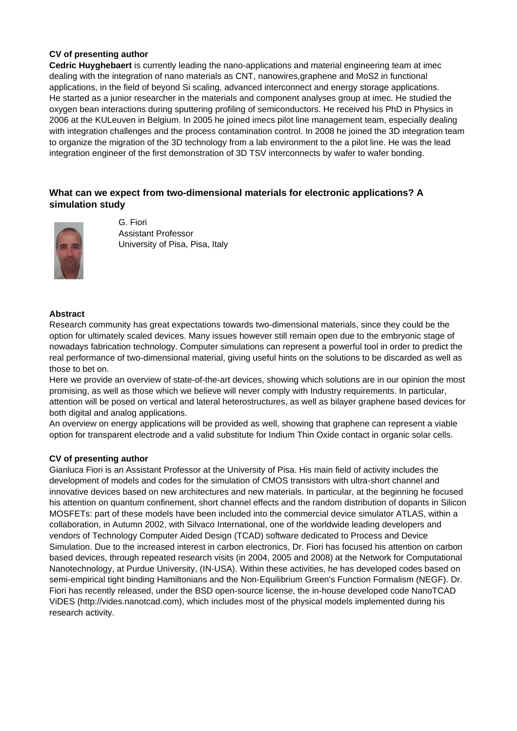**CV of presenting author**

**Cedric Huyghebaert** is currently leading the nano-applications and material engineering team at imec dealing with the integration of nano materials as CNT, nanowires,graphene and MoS2 in functional applications, in the field of beyond Si scaling, advanced interconnect and energy storage applications. He started as a junior researcher in the materials and component analyses group at imec. He studied the oxygen bean interactions during sputtering profiling of semiconductors. He received his PhD in Physics in 2006 at the KULeuven in Belgium. In 2005 he joined imecs pilot line management team, especially dealing with integration challenges and the process contamination control. In 2008 he joined the 3D integration team to organize the migration of the 3D technology from a lab environment to the a pilot line. He was the lead integration engineer of the first demonstration of 3D TSV interconnects by wafer to wafer bonding.

## What can we expect from two-dimensional materials for electronic applications? A simulation study

G. Fiori
Assistant Professor
University of Pisa, Pisa, Italy

**Abstract**

Research community has great expectations towards two-dimensional materials, since they could be the option for ultimately scaled devices. Many issues however still remain open due to the embryonic stage of nowadays fabrication technology. Computer simulations can represent a powerful tool in order to predict the real performance of two-dimensional material, giving useful hints on the solutions to be discarded as well as those to bet on.

Here we provide an overview of state-of-the-art devices, showing which solutions are in our opinion the most promising, as well as those which we believe will never comply with Industry requirements. In particular, attention will be posed on vertical and lateral heterostructures, as well as bilayer graphene based devices for both digital and analog applications.

An overview on energy applications will be provided as well, showing that graphene can represent a viable option for transparent electrode and a valid substitute for Indium Thin Oxide contact in organic solar cells.

**CV of presenting author**

Gianluca Fiori is an Assistant Professor at the University of Pisa. His main field of activity includes the development of models and codes for the simulation of CMOS transistors with ultra-short channel and innovative devices based on new architectures and new materials. In particular, at the beginning he focused his attention on quantum confinement, short channel effects and the random distribution of dopants in Silicon MOSFETs: part of these models have been included into the commercial device simulator ATLAS, within a collaboration, in Autumn 2002, with Silvaco International, one of the worldwide leading developers and vendors of Technology Computer Aided Design (TCAD) software dedicated to Process and Device Simulation. Due to the increased interest in carbon electronics, Dr. Fiori has focused his attention on carbon based devices, through repeated research visits (in 2004, 2005 and 2008) at the Network for Computational Nanotechnology, at Purdue University, (IN-USA). Within these activities, he has developed codes based on semi-empirical tight binding Hamiltonians and the Non-Equilibrium Green's Function Formalism (NEGF). Dr. Fiori has recently released, under the BSD open-source license, the in-house developed code NanoTCAD ViDES (http://vides.nanotcad.com), which includes most of the physical models implemented during his research activity.